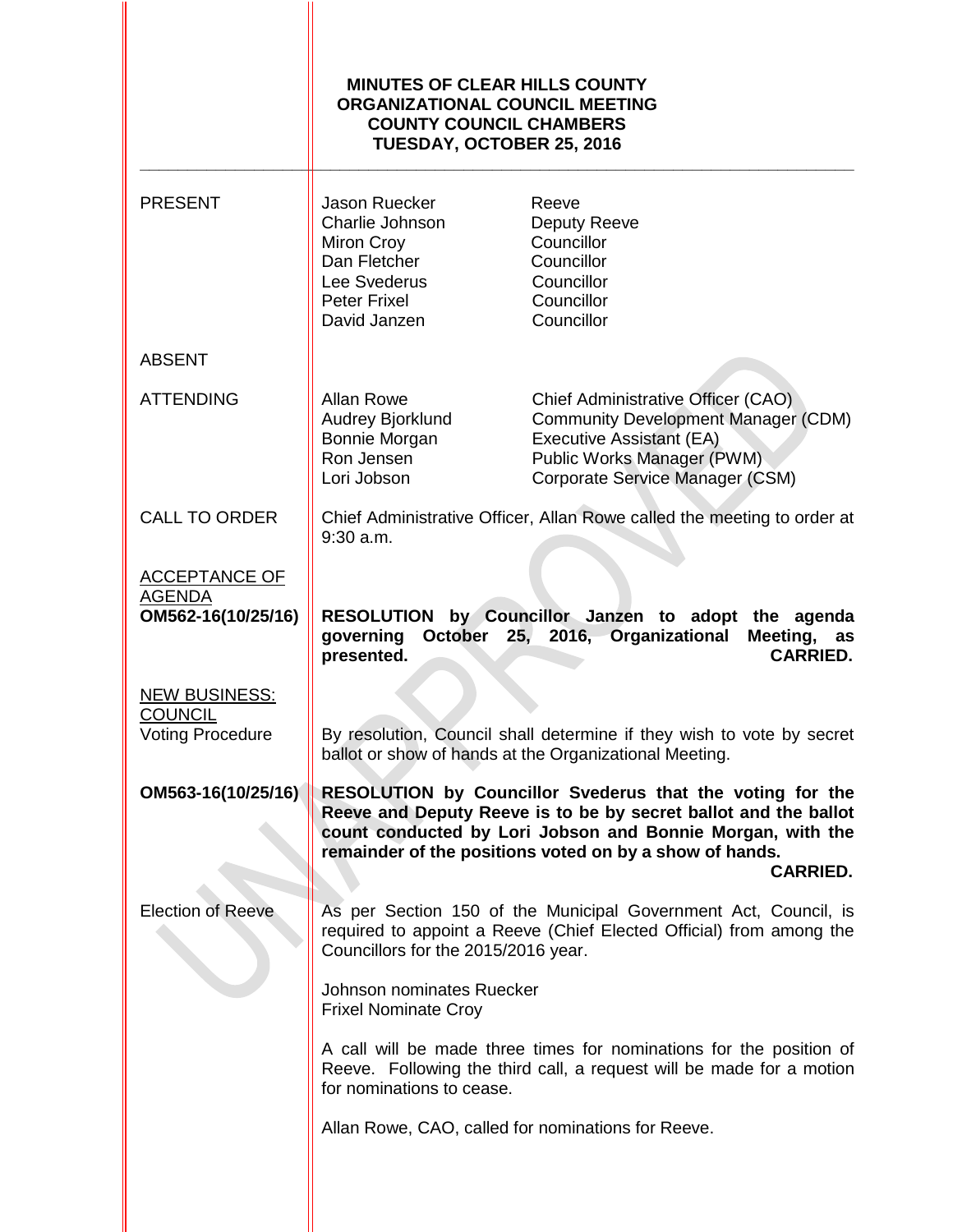# MINUTES OF CLEAR HILLS COUNTY ORGANIZATIONAL COUNCIL MEETING COUNTY COUNCIL CHAMBERS TUESDAY, OCTOBER 25, 2016

| | | |
|---|---|---|
| PRESENT | Jason Ruecker | Reeve |
| | Charlie Johnson | Deputy Reeve |
| | Miron Croy | Councillor |
| | Dan Fletcher | Councillor |
| | Lee Svederus | Councillor |
| | Peter Frixel | Councillor |
| | David Janzen | Councillor |
| ABSENT | | |
| ATTENDING | Allan Rowe | Chief Administrative Officer (CAO) |
| | Audrey Bjorklund | Community Development Manager (CDM) |
| | Bonnie Morgan | Executive Assistant (EA) |
| | Ron Jensen | Public Works Manager (PWM) |
| | Lori Jobson | Corporate Service Manager (CSM) |

**CALL TO ORDER**

Chief Administrative Officer, Allan Rowe called the meeting to order at 9:30 a.m.

**ACCEPTANCE OF AGENDA**

**OM562-16(10/25/16)**

**RESOLUTION by Councillor Janzen to adopt the agenda governing October 25, 2016, Organizational Meeting, as presented. CARRIED.**

**NEW BUSINESS: COUNCIL**

**Voting Procedure**

By resolution, Council shall determine if they wish to vote by secret ballot or show of hands at the Organizational Meeting.

**OM563-16(10/25/16)**

**RESOLUTION by Councillor Svederus that the voting for the Reeve and Deputy Reeve is to be by secret ballot and the ballot count conducted by Lori Jobson and Bonnie Morgan, with the remainder of the positions voted on by a show of hands. CARRIED.**

**Election of Reeve**

As per Section 150 of the Municipal Government Act, Council, is required to appoint a Reeve (Chief Elected Official) from among the Councillors for the 2015/2016 year.

Johnson nominates Ruecker
Frixel Nominate Croy

A call will be made three times for nominations for the position of Reeve. Following the third call, a request will be made for a motion for nominations to cease.

Allan Rowe, CAO, called for nominations for Reeve.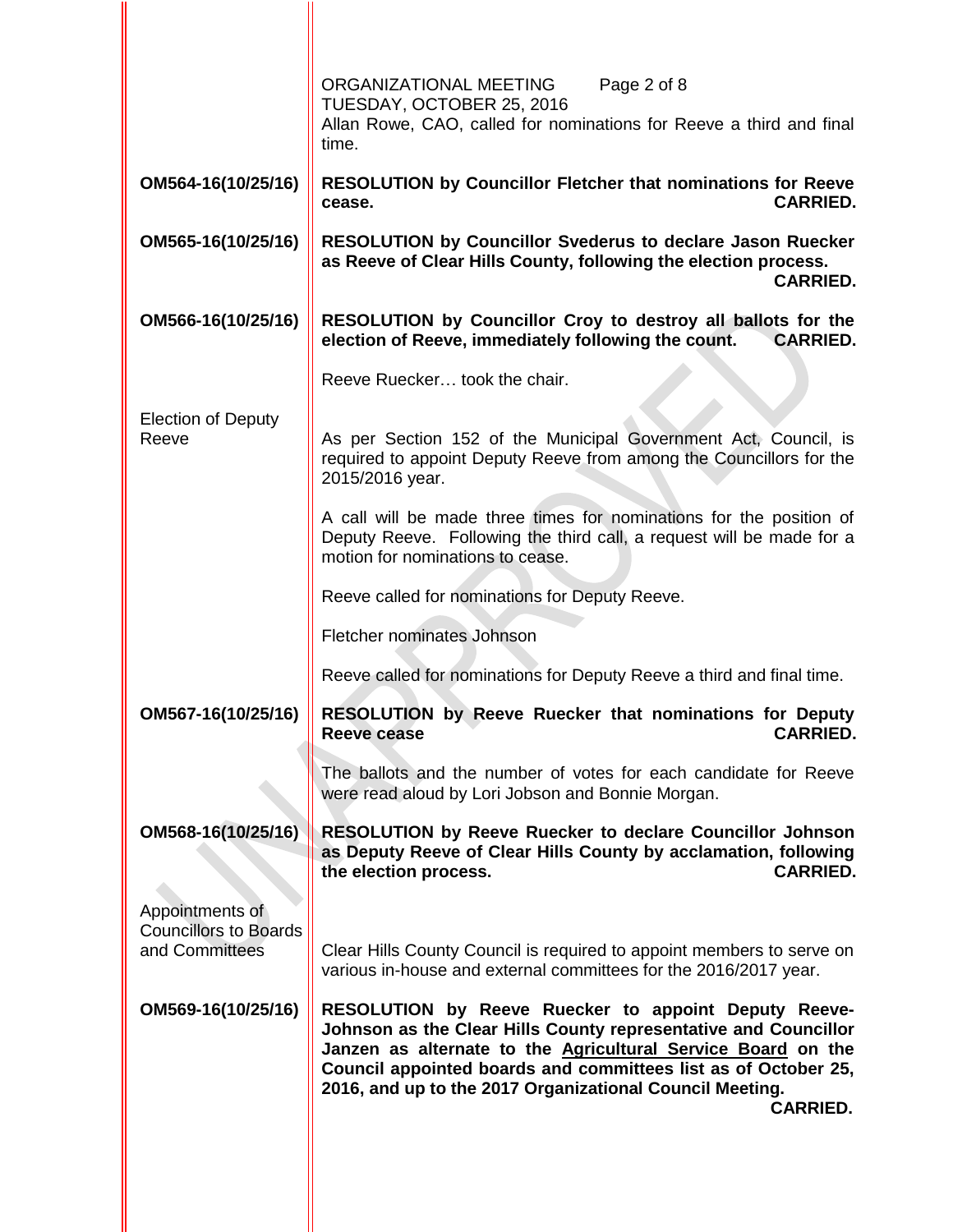ORGANIZATIONAL MEETING
TUESDAY, OCTOBER 25, 2016

Allan Rowe, CAO, called for nominations for Reeve a third and final time.

| | |
|---|---|
| **OM564-16(10/25/16)** | **RESOLUTION by Councillor Fletcher that nominations for Reeve cease. CARRIED.** |
| **OM565-16(10/25/16)** | **RESOLUTION by Councillor Svederus to declare Jason Ruecker as Reeve of Clear Hills County, following the election process. CARRIED.** |
| **OM566-16(10/25/16)** | **RESOLUTION by Councillor Croy to destroy all ballots for the election of Reeve, immediately following the count. CARRIED.** |
| | Reeve Ruecker… took the chair. |
| Election of Deputy Reeve | As per Section 152 of the Municipal Government Act, Council, is required to appoint Deputy Reeve from among the Councillors for the 2015/2016 year. |
| | A call will be made three times for nominations for the position of Deputy Reeve. Following the third call, a request will be made for a motion for nominations to cease. |
| | Reeve called for nominations for Deputy Reeve. |
| | Fletcher nominates Johnson |
| | Reeve called for nominations for Deputy Reeve a third and final time. |
| **OM567-16(10/25/16)** | **RESOLUTION by Reeve Ruecker that nominations for Deputy Reeve cease CARRIED.** |
| | The ballots and the number of votes for each candidate for Reeve were read aloud by Lori Jobson and Bonnie Morgan. |
| **OM568-16(10/25/16)** | **RESOLUTION by Reeve Ruecker to declare Councillor Johnson as Deputy Reeve of Clear Hills County by acclamation, following the election process. CARRIED.** |
| Appointments of Councillors to Boards and Committees | Clear Hills County Council is required to appoint members to serve on various in-house and external committees for the 2016/2017 year. |
| **OM569-16(10/25/16)** | **RESOLUTION by Reeve Ruecker to appoint Deputy Reeve-Johnson as the Clear Hills County representative and Councillor Janzen as alternate to the <u>Agricultural Service Board</u> on the Council appointed boards and committees list as of October 25, 2016, and up to the 2017 Organizational Council Meeting. CARRIED.** |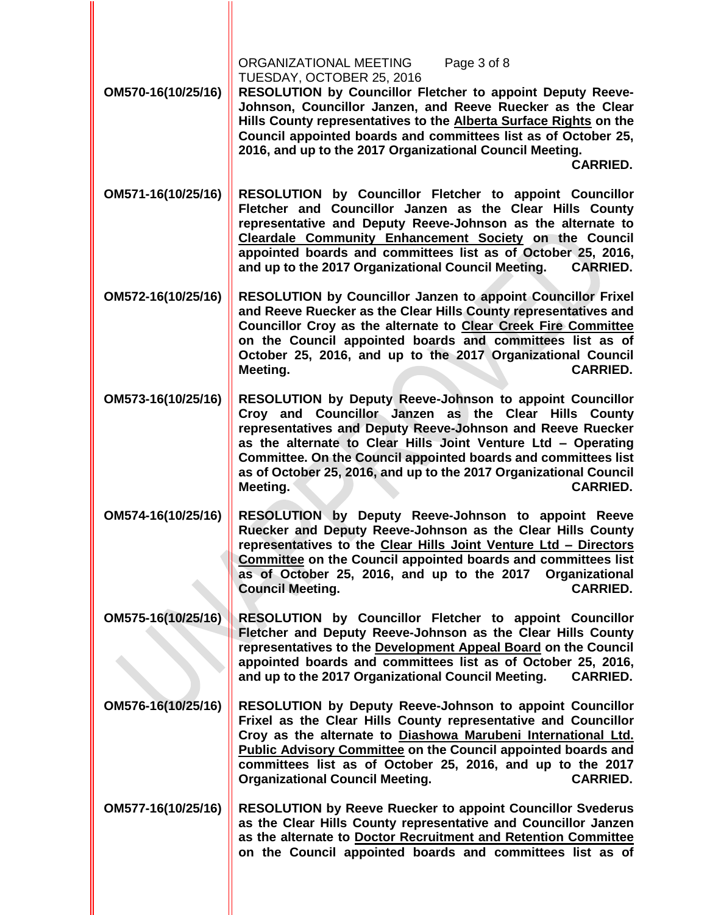**OM570-16(10/25/16)** **RESOLUTION by Councillor Fletcher to appoint Deputy Reeve-Johnson, Councillor Janzen, and Reeve Ruecker as the Clear Hills County representatives to the Alberta Surface Rights on the Council appointed boards and committees list as of October 25, 2016, and up to the 2017 Organizational Council Meeting. CARRIED.**

**OM571-16(10/25/16)** **RESOLUTION by Councillor Fletcher to appoint Councillor Fletcher and Councillor Janzen as the Clear Hills County representative and Deputy Reeve-Johnson as the alternate to Cleardale Community Enhancement Society on the Council appointed boards and committees list as of October 25, 2016, and up to the 2017 Organizational Council Meeting. CARRIED.**

**OM572-16(10/25/16)** **RESOLUTION by Councillor Janzen to appoint Councillor Frixel and Reeve Ruecker as the Clear Hills County representatives and Councillor Croy as the alternate to Clear Creek Fire Committee on the Council appointed boards and committees list as of October 25, 2016, and up to the 2017 Organizational Council Meeting. CARRIED.**

**OM573-16(10/25/16)** **RESOLUTION by Deputy Reeve-Johnson to appoint Councillor Croy and Councillor Janzen as the Clear Hills County representatives and Deputy Reeve-Johnson and Reeve Ruecker as the alternate to Clear Hills Joint Venture Ltd – Operating Committee. On the Council appointed boards and committees list as of October 25, 2016, and up to the 2017 Organizational Council Meeting. CARRIED.**

**OM574-16(10/25/16)** **RESOLUTION by Deputy Reeve-Johnson to appoint Reeve Ruecker and Deputy Reeve-Johnson as the Clear Hills County representatives to the Clear Hills Joint Venture Ltd – Directors Committee on the Council appointed boards and committees list as of October 25, 2016, and up to the 2017 Organizational Council Meeting. CARRIED.**

**OM575-16(10/25/16)** **RESOLUTION by Councillor Fletcher to appoint Councillor Fletcher and Deputy Reeve-Johnson as the Clear Hills County representatives to the Development Appeal Board on the Council appointed boards and committees list as of October 25, 2016, and up to the 2017 Organizational Council Meeting. CARRIED.**

**OM576-16(10/25/16)** **RESOLUTION by Deputy Reeve-Johnson to appoint Councillor Frixel as the Clear Hills County representative and Councillor Croy as the alternate to Diashowa Marubeni International Ltd. Public Advisory Committee on the Council appointed boards and committees list as of October 25, 2016, and up to the 2017 Organizational Council Meeting. CARRIED.**

**OM577-16(10/25/16)** **RESOLUTION by Reeve Ruecker to appoint Councillor Svederus as the Clear Hills County representative and Councillor Janzen as the alternate to Doctor Recruitment and Retention Committee on the Council appointed boards and committees list as of**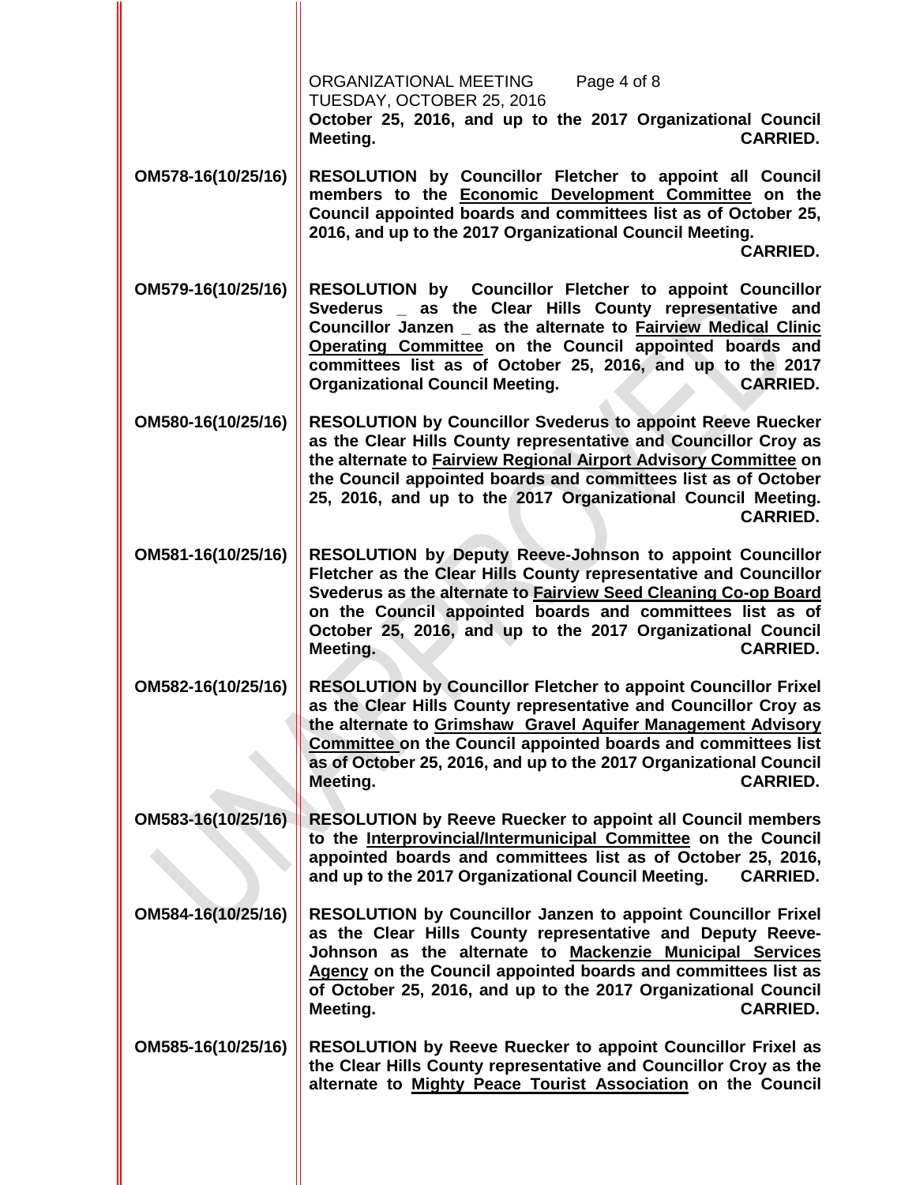**October 25, 2016, and up to the 2017 Organizational Council Meeting. CARRIED.**

**OM578-16(10/25/16)** **RESOLUTION by Councillor Fletcher to appoint all Council members to the <u>Economic Development Committee</u> on the Council appointed boards and committees list as of October 25, 2016, and up to the 2017 Organizational Council Meeting. CARRIED.**

**OM579-16(10/25/16)** **RESOLUTION by Councillor Fletcher to appoint Councillor Svederus _ as the Clear Hills County representative and Councillor Janzen _ as the alternate to <u>Fairview Medical Clinic Operating Committee</u> on the Council appointed boards and committees list as of October 25, 2016, and up to the 2017 Organizational Council Meeting. CARRIED.**

**OM580-16(10/25/16)** **RESOLUTION by Councillor Svederus to appoint Reeve Ruecker as the Clear Hills County representative and Councillor Croy as the alternate to <u>Fairview Regional Airport Advisory Committee</u> on the Council appointed boards and committees list as of October 25, 2016, and up to the 2017 Organizational Council Meeting. CARRIED.**

**OM581-16(10/25/16)** **RESOLUTION by Deputy Reeve-Johnson to appoint Councillor Fletcher as the Clear Hills County representative and Councillor Svederus as the alternate to <u>Fairview Seed Cleaning Co-op Board</u> on the Council appointed boards and committees list as of October 25, 2016, and up to the 2017 Organizational Council Meeting. CARRIED.**

**OM582-16(10/25/16)** **RESOLUTION by Councillor Fletcher to appoint Councillor Frixel as the Clear Hills County representative and Councillor Croy as the alternate to <u>Grimshaw Gravel Aquifer Management Advisory Committee</u> on the Council appointed boards and committees list as of October 25, 2016, and up to the 2017 Organizational Council Meeting. CARRIED.**

**OM583-16(10/25/16)** **RESOLUTION by Reeve Ruecker to appoint all Council members to the <u>Interprovincial/Intermunicipal Committee</u> on the Council appointed boards and committees list as of October 25, 2016, and up to the 2017 Organizational Council Meeting. CARRIED.**

**OM584-16(10/25/16)** **RESOLUTION by Councillor Janzen to appoint Councillor Frixel as the Clear Hills County representative and Deputy Reeve-Johnson as the alternate to <u>Mackenzie Municipal Services Agency</u> on the Council appointed boards and committees list as of October 25, 2016, and up to the 2017 Organizational Council Meeting. CARRIED.**

**OM585-16(10/25/16)** **RESOLUTION by Reeve Ruecker to appoint Councillor Frixel as the Clear Hills County representative and Councillor Croy as the alternate to <u>Mighty Peace Tourist Association</u> on the Council**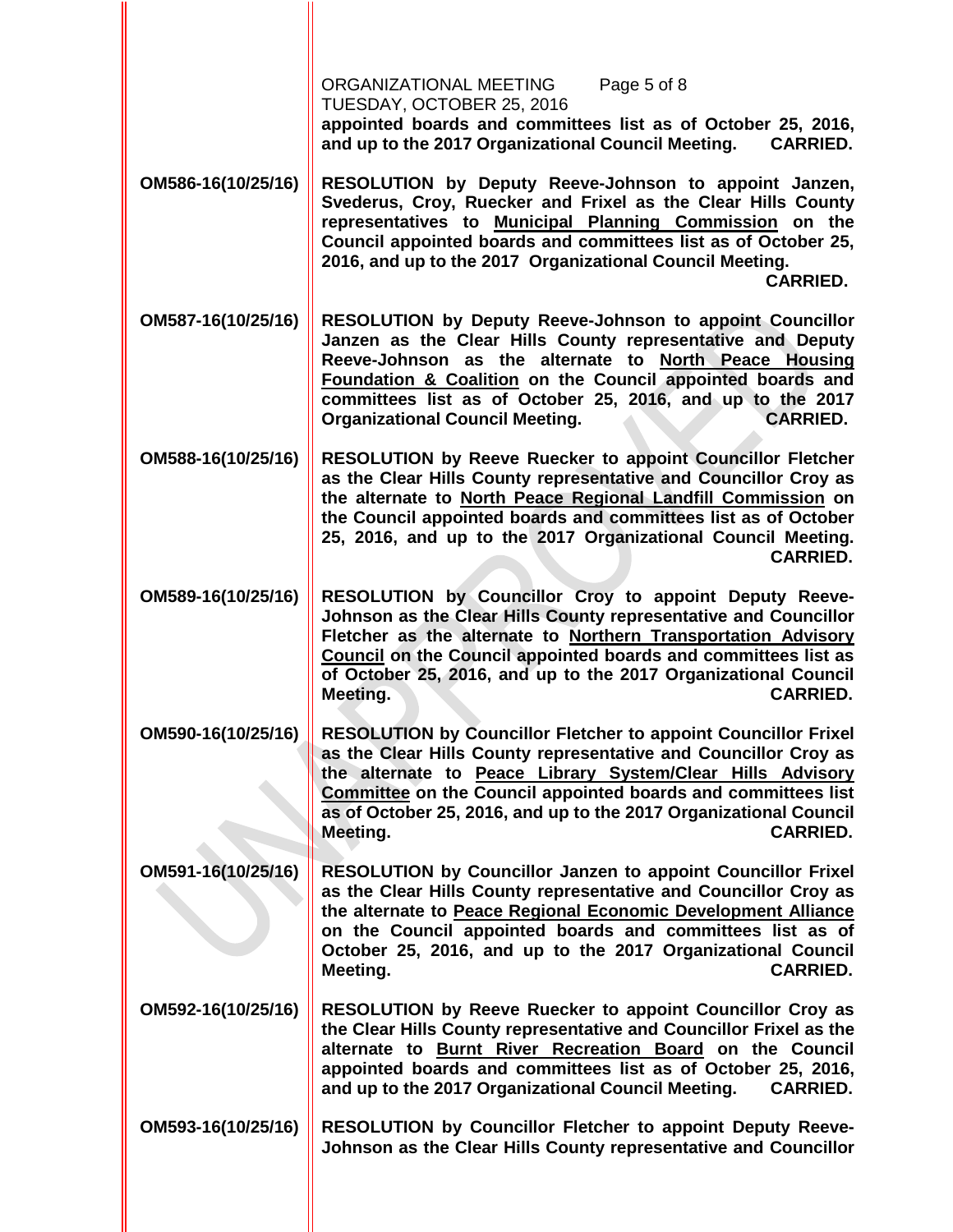appointed boards and committees list as of October 25, 2016, and up to the 2017 Organizational Council Meeting. **CARRIED.**

**OM586-16(10/25/16)** **RESOLUTION by Deputy Reeve-Johnson to appoint Janzen, Svederus, Croy, Ruecker and Frixel as the Clear Hills County representatives to <u>Municipal Planning Commission</u> on the Council appointed boards and committees list as of October 25, 2016, and up to the 2017 Organizational Council Meeting. CARRIED.**

**OM587-16(10/25/16)** **RESOLUTION by Deputy Reeve-Johnson to appoint Councillor Janzen as the Clear Hills County representative and Deputy Reeve-Johnson as the alternate to <u>North Peace Housing Foundation & Coalition</u> on the Council appointed boards and committees list as of October 25, 2016, and up to the 2017 Organizational Council Meeting. CARRIED.**

**OM588-16(10/25/16)** **RESOLUTION by Reeve Ruecker to appoint Councillor Fletcher as the Clear Hills County representative and Councillor Croy as the alternate to <u>North Peace Regional Landfill Commission</u> on the Council appointed boards and committees list as of October 25, 2016, and up to the 2017 Organizational Council Meeting. CARRIED.**

**OM589-16(10/25/16)** **RESOLUTION by Councillor Croy to appoint Deputy Reeve-Johnson as the Clear Hills County representative and Councillor Fletcher as the alternate to <u>Northern Transportation Advisory Council</u> on the Council appointed boards and committees list as of October 25, 2016, and up to the 2017 Organizational Council Meeting. CARRIED.**

**OM590-16(10/25/16)** **RESOLUTION by Councillor Fletcher to appoint Councillor Frixel as the Clear Hills County representative and Councillor Croy as the alternate to <u>Peace Library System/Clear Hills Advisory Committee</u> on the Council appointed boards and committees list as of October 25, 2016, and up to the 2017 Organizational Council Meeting. CARRIED.**

**OM591-16(10/25/16)** **RESOLUTION by Councillor Janzen to appoint Councillor Frixel as the Clear Hills County representative and Councillor Croy as the alternate to <u>Peace Regional Economic Development Alliance</u> on the Council appointed boards and committees list as of October 25, 2016, and up to the 2017 Organizational Council Meeting. CARRIED.**

**OM592-16(10/25/16)** **RESOLUTION by Reeve Ruecker to appoint Councillor Croy as the Clear Hills County representative and Councillor Frixel as the alternate to <u>Burnt River Recreation Board</u> on the Council appointed boards and committees list as of October 25, 2016, and up to the 2017 Organizational Council Meeting. CARRIED.**

**OM593-16(10/25/16)** **RESOLUTION by Councillor Fletcher to appoint Deputy Reeve-Johnson as the Clear Hills County representative and Councillor**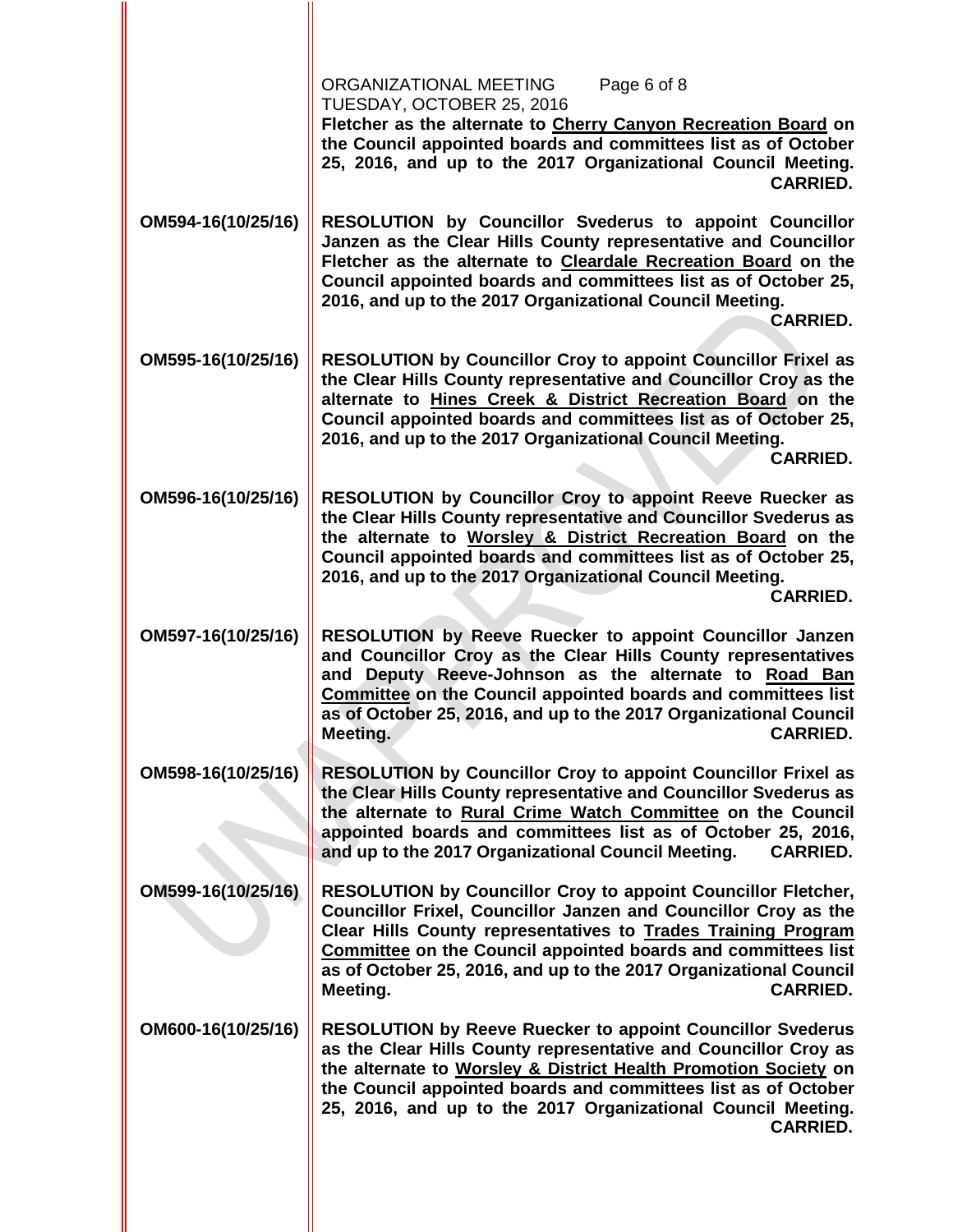Fletcher as the alternate to <u>Cherry Canyon Recreation Board</u> on the Council appointed boards and committees list as of October 25, 2016, and up to the 2017 Organizational Council Meeting. **CARRIED.**

**OM594-16(10/25/16)** **RESOLUTION by Councillor Svederus to appoint Councillor Janzen as the Clear Hills County representative and Councillor Fletcher as the alternate to <u>Cleardale Recreation Board</u> on the Council appointed boards and committees list as of October 25, 2016, and up to the 2017 Organizational Council Meeting. CARRIED.**

**OM595-16(10/25/16)** **RESOLUTION by Councillor Croy to appoint Councillor Frixel as the Clear Hills County representative and Councillor Croy as the alternate to <u>Hines Creek & District Recreation Board</u> on the Council appointed boards and committees list as of October 25, 2016, and up to the 2017 Organizational Council Meeting. CARRIED.**

**OM596-16(10/25/16)** **RESOLUTION by Councillor Croy to appoint Reeve Ruecker as the Clear Hills County representative and Councillor Svederus as the alternate to <u>Worsley & District Recreation Board</u> on the Council appointed boards and committees list as of October 25, 2016, and up to the 2017 Organizational Council Meeting. CARRIED.**

**OM597-16(10/25/16)** **RESOLUTION by Reeve Ruecker to appoint Councillor Janzen and Councillor Croy as the Clear Hills County representatives and Deputy Reeve-Johnson as the alternate to <u>Road Ban Committee</u> on the Council appointed boards and committees list as of October 25, 2016, and up to the 2017 Organizational Council Meeting. CARRIED.**

**OM598-16(10/25/16)** **RESOLUTION by Councillor Croy to appoint Councillor Frixel as the Clear Hills County representative and Councillor Svederus as the alternate to <u>Rural Crime Watch Committee</u> on the Council appointed boards and committees list as of October 25, 2016, and up to the 2017 Organizational Council Meeting. CARRIED.**

**OM599-16(10/25/16)** **RESOLUTION by Councillor Croy to appoint Councillor Fletcher, Councillor Frixel, Councillor Janzen and Councillor Croy as the Clear Hills County representatives to <u>Trades Training Program Committee</u> on the Council appointed boards and committees list as of October 25, 2016, and up to the 2017 Organizational Council Meeting. CARRIED.**

**OM600-16(10/25/16)** **RESOLUTION by Reeve Ruecker to appoint Councillor Svederus as the Clear Hills County representative and Councillor Croy as the alternate to <u>Worsley & District Health Promotion Society</u> on the Council appointed boards and committees list as of October 25, 2016, and up to the 2017 Organizational Council Meeting. CARRIED.**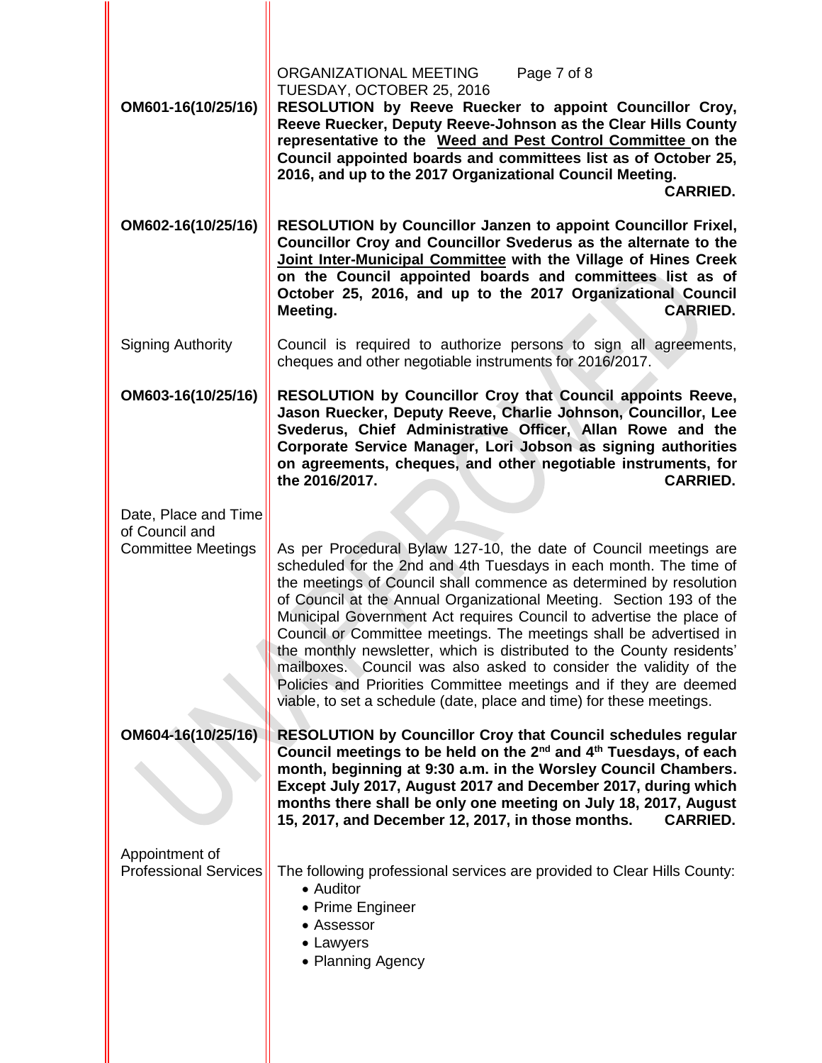**OM601-16(10/25/16)**

**RESOLUTION by Reeve Ruecker to appoint Councillor Croy, Reeve Ruecker, Deputy Reeve-Johnson as the Clear Hills County representative to the Weed and Pest Control Committee on the Council appointed boards and committees list as of October 25, 2016, and up to the 2017 Organizational Council Meeting. CARRIED.**

**OM602-16(10/25/16)**

**RESOLUTION by Councillor Janzen to appoint Councillor Frixel, Councillor Croy and Councillor Svederus as the alternate to the Joint Inter-Municipal Committee with the Village of Hines Creek on the Council appointed boards and committees list as of October 25, 2016, and up to the 2017 Organizational Council Meeting. CARRIED.**

Signing Authority

Council is required to authorize persons to sign all agreements, cheques and other negotiable instruments for 2016/2017.

**OM603-16(10/25/16)**

**RESOLUTION by Councillor Croy that Council appoints Reeve, Jason Ruecker, Deputy Reeve, Charlie Johnson, Councillor, Lee Svederus, Chief Administrative Officer, Allan Rowe and the Corporate Service Manager, Lori Jobson as signing authorities on agreements, cheques, and other negotiable instruments, for the 2016/2017. CARRIED.**

Date, Place and Time of Council and Committee Meetings

As per Procedural Bylaw 127-10, the date of Council meetings are scheduled for the 2nd and 4th Tuesdays in each month. The time of the meetings of Council shall commence as determined by resolution of Council at the Annual Organizational Meeting. Section 193 of the Municipal Government Act requires Council to advertise the place of Council or Committee meetings. The meetings shall be advertised in the monthly newsletter, which is distributed to the County residents' mailboxes. Council was also asked to consider the validity of the Policies and Priorities Committee meetings and if they are deemed viable, to set a schedule (date, place and time) for these meetings.

**OM604-16(10/25/16)**

**RESOLUTION by Councillor Croy that Council schedules regular Council meetings to be held on the 2nd and 4th Tuesdays, of each month, beginning at 9:30 a.m. in the Worsley Council Chambers. Except July 2017, August 2017 and December 2017, during which months there shall be only one meeting on July 18, 2017, August 15, 2017, and December 12, 2017, in those months. CARRIED.**

Appointment of Professional Services

The following professional services are provided to Clear Hills County:

- Auditor
- Prime Engineer
- Assessor
- Lawyers
- Planning Agency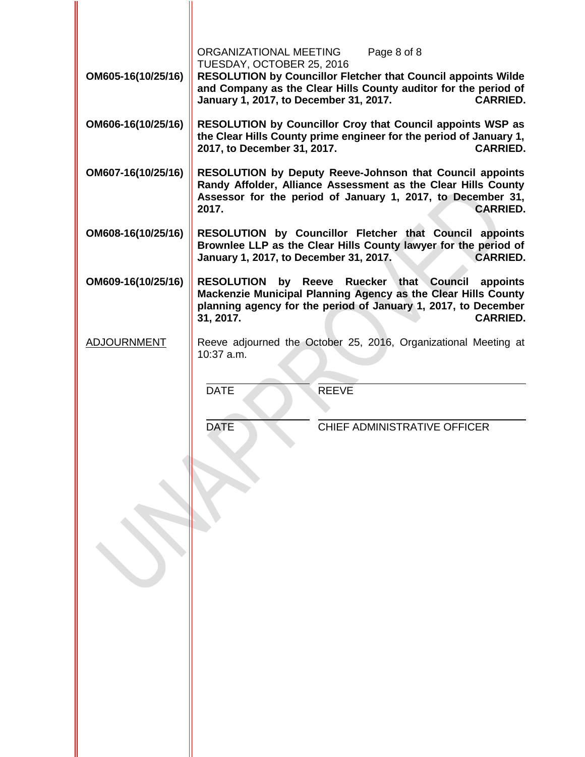**OM605-16(10/25/16)** **RESOLUTION by Councillor Fletcher that Council appoints Wilde and Company as the Clear Hills County auditor for the period of January 1, 2017, to December 31, 2017. CARRIED.**

**OM606-16(10/25/16)** **RESOLUTION by Councillor Croy that Council appoints WSP as the Clear Hills County prime engineer for the period of January 1, 2017, to December 31, 2017. CARRIED.**

**OM607-16(10/25/16)** **RESOLUTION by Deputy Reeve-Johnson that Council appoints Randy Affolder, Alliance Assessment as the Clear Hills County Assessor for the period of January 1, 2017, to December 31, 2017. CARRIED.**

**OM608-16(10/25/16)** **RESOLUTION by Councillor Fletcher that Council appoints Brownlee LLP as the Clear Hills County lawyer for the period of January 1, 2017, to December 31, 2017. CARRIED.**

**OM609-16(10/25/16)** **RESOLUTION by Reeve Ruecker that Council appoints Mackenzie Municipal Planning Agency as the Clear Hills County planning agency for the period of January 1, 2017, to December 31, 2017. CARRIED.**

ADJOURNMENT

Reeve adjourned the October 25, 2016, Organizational Meeting at 10:37 a.m.

\_\_\_\_\_\_\_\_\_\_\_\_\_\_\_\_ \_\_\_\_\_\_\_\_\_\_\_\_\_\_\_\_\_\_\_\_\_\_\_\_\_\_\_\_\_\_

DATE REEVE

\_\_\_\_\_\_\_\_\_\_\_\_\_\_\_\_ \_\_\_\_\_\_\_\_\_\_\_\_\_\_\_\_\_\_\_\_\_\_\_\_\_\_\_\_\_\_

DATE CHIEF ADMINISTRATIVE OFFICER